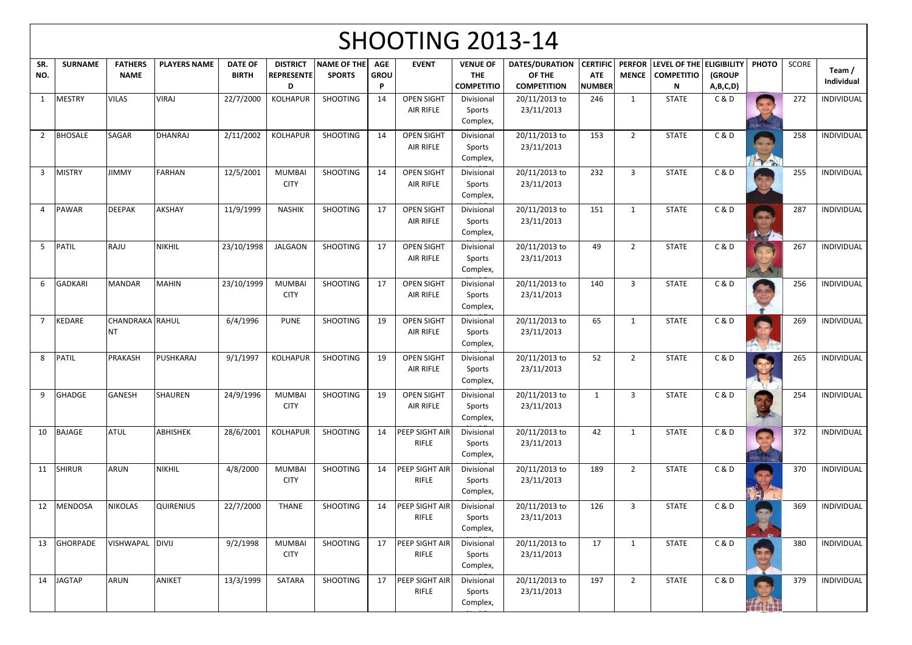# SHOOTING 2013-14

| SR. NO. | SURNAME | FATHERS NAME | PLAYERS NAME | DATE OF BIRTH | DISTRICT REPRESENTED | NAME OF THE SPORTS | AGE GROUP | EVENT | VENUE OF THE COMPETITIO | DATES/DURATION OF THE COMPETITION | CERTIFICATE NUMBER | PERFORMENCE | LEVEL OF THE COMPETITION | ELIGIBILITY (GROUP A,B,C,D) | PHOTO | SCORE | Team / Individual |
|---|---|---|---|---|---|---|---|---|---|---|---|---|---|---|---|---|---|
| 1 | MESTRY | VILAS | VIRAJ | 22/7/2000 | KOLHAPUR | SHOOTING | 14 | OPEN SIGHT AIR RIFLE | Divisional Sports Complex, | 20/11/2013 to 23/11/2013 | 246 | 1 | STATE | C & D | | 272 | INDIVIDUAL |
| 2 | BHOSALE | SAGAR | DHANRAJ | 2/11/2002 | KOLHAPUR | SHOOTING | 14 | OPEN SIGHT AIR RIFLE | Divisional Sports Complex, | 20/11/2013 to 23/11/2013 | 153 | 2 | STATE | C & D | | 258 | INDIVIDUAL |
| 3 | MISTRY | JIMMY | FARHAN | 12/5/2001 | MUMBAI CITY | SHOOTING | 14 | OPEN SIGHT AIR RIFLE | Divisional Sports Complex, | 20/11/2013 to 23/11/2013 | 232 | 3 | STATE | C & D | | 255 | INDIVIDUAL |
| 4 | PAWAR | DEEPAK | AKSHAY | 11/9/1999 | NASHIK | SHOOTING | 17 | OPEN SIGHT AIR RIFLE | Divisional Sports Complex, | 20/11/2013 to 23/11/2013 | 151 | 1 | STATE | C & D | | 287 | INDIVIDUAL |
| 5 | PATIL | RAJU | NIKHIL | 23/10/1998 | JALGAON | SHOOTING | 17 | OPEN SIGHT AIR RIFLE | Divisional Sports Complex, | 20/11/2013 to 23/11/2013 | 49 | 2 | STATE | C & D | | 267 | INDIVIDUAL |
| 6 | GADKARI | MANDAR | MAHIN | 23/10/1999 | MUMBAI CITY | SHOOTING | 17 | OPEN SIGHT AIR RIFLE | Divisional Sports Complex, | 20/11/2013 to 23/11/2013 | 140 | 3 | STATE | C & D | | 256 | INDIVIDUAL |
| 7 | KEDARE | CHANDRAKANT | RAHUL | 6/4/1996 | PUNE | SHOOTING | 19 | OPEN SIGHT AIR RIFLE | Divisional Sports Complex, | 20/11/2013 to 23/11/2013 | 65 | 1 | STATE | C & D | | 269 | INDIVIDUAL |
| 8 | PATIL | PRAKASH | PUSHKARAJ | 9/1/1997 | KOLHAPUR | SHOOTING | 19 | OPEN SIGHT AIR RIFLE | Divisional Sports Complex, | 20/11/2013 to 23/11/2013 | 52 | 2 | STATE | C & D | | 265 | INDIVIDUAL |
| 9 | GHADGE | GANESH | SHAUREN | 24/9/1996 | MUMBAI CITY | SHOOTING | 19 | OPEN SIGHT AIR RIFLE | Divisional Sports Complex, | 20/11/2013 to 23/11/2013 | 1 | 3 | STATE | C & D | | 254 | INDIVIDUAL |
| 10 | BAJAGE | ATUL | ABHISHEK | 28/6/2001 | KOLHAPUR | SHOOTING | 14 | PEEP SIGHT AIR RIFLE | Divisional Sports Complex, | 20/11/2013 to 23/11/2013 | 42 | 1 | STATE | C & D | | 372 | INDIVIDUAL |
| 11 | SHIRUR | ARUN | NIKHIL | 4/8/2000 | MUMBAI CITY | SHOOTING | 14 | PEEP SIGHT AIR RIFLE | Divisional Sports Complex, | 20/11/2013 to 23/11/2013 | 189 | 2 | STATE | C & D | | 370 | INDIVIDUAL |
| 12 | MENDOSA | NIKOLAS | QUIRENIUS | 22/7/2000 | THANE | SHOOTING | 14 | PEEP SIGHT AIR RIFLE | Divisional Sports Complex, | 20/11/2013 to 23/11/2013 | 126 | 3 | STATE | C & D | | 369 | INDIVIDUAL |
| 13 | GHORPADE | VISHWAPAL | DIVIJ | 9/2/1998 | MUMBAI CITY | SHOOTING | 17 | PEEP SIGHT AIR RIFLE | Divisional Sports Complex, | 20/11/2013 to 23/11/2013 | 17 | 1 | STATE | C & D | | 380 | INDIVIDUAL |
| 14 | JAGTAP | ARUN | ANIKET | 13/3/1999 | SATARA | SHOOTING | 17 | PEEP SIGHT AIR RIFLE | Divisional Sports Complex, | 20/11/2013 to 23/11/2013 | 197 | 2 | STATE | C & D | | 379 | INDIVIDUAL |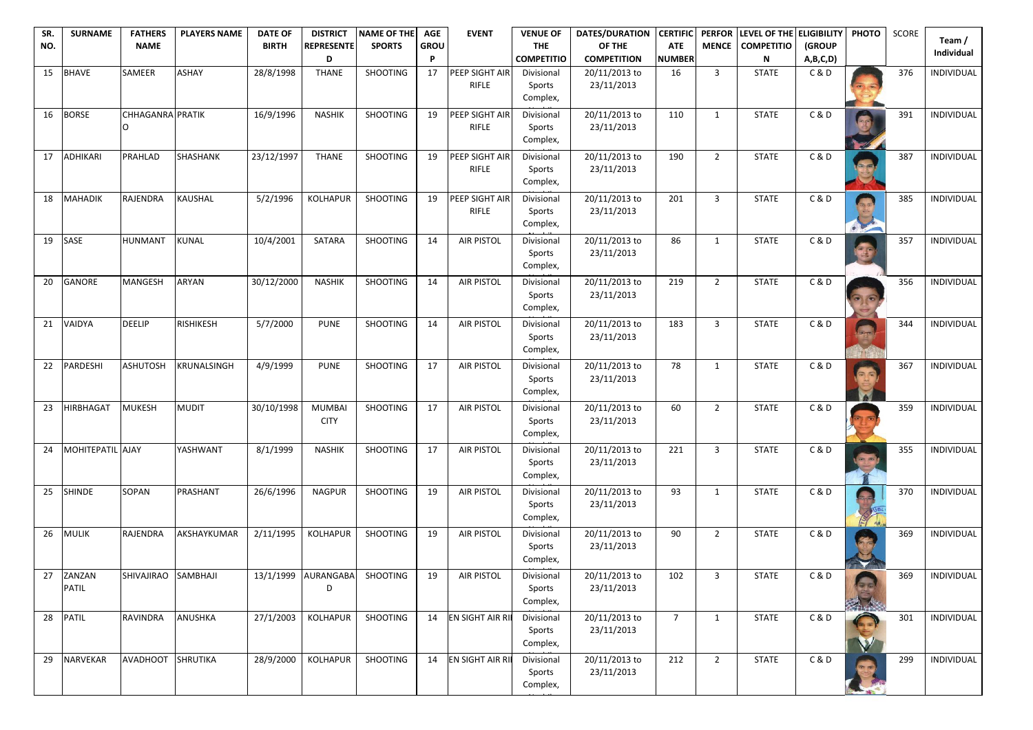| SR. NO. | SURNAME | FATHERS NAME | PLAYERS NAME | DATE OF BIRTH | DISTRICT REPRESENTED | NAME OF THE SPORTS | AGE GROUP | EVENT | VENUE OF THE COMPETITIO | DATES/DURATION OF THE COMPETITION | CERTIFICATE NUMBER | PERFORMENCE | LEVEL OF THE COMPETITION | ELIGIBILITY (GROUP A,B,C,D) | PHOTO | SCORE | Team / Individual |
|---|---|---|---|---|---|---|---|---|---|---|---|---|---|---|---|---|---|
| 15 | BHAVE | SAMEER | ASHAY | 28/8/1998 | THANE | SHOOTING | 17 | PEEP SIGHT AIR RIFLE | Divisional Sports Complex, | 20/11/2013 to 23/11/2013 | 16 | 3 | STATE | C & D | | 376 | INDIVIDUAL |
| 16 | BORSE | CHHAGANRAO | PRATIK | 16/9/1996 | NASHIK | SHOOTING | 19 | PEEP SIGHT AIR RIFLE | Divisional Sports Complex, | 20/11/2013 to 23/11/2013 | 110 | 1 | STATE | C & D | | 391 | INDIVIDUAL |
| 17 | ADHIKARI | PRAHLAD | SHASHANK | 23/12/1997 | THANE | SHOOTING | 19 | PEEP SIGHT AIR RIFLE | Divisional Sports Complex, | 20/11/2013 to 23/11/2013 | 190 | 2 | STATE | C & D | | 387 | INDIVIDUAL |
| 18 | MAHADIK | RAJENDRA | KAUSHAL | 5/2/1996 | KOLHAPUR | SHOOTING | 19 | PEEP SIGHT AIR RIFLE | Divisional Sports Complex, | 20/11/2013 to 23/11/2013 | 201 | 3 | STATE | C & D | | 385 | INDIVIDUAL |
| 19 | SASE | HUNMANT | KUNAL | 10/4/2001 | SATARA | SHOOTING | 14 | AIR PISTOL | Divisional Sports Complex, | 20/11/2013 to 23/11/2013 | 86 | 1 | STATE | C & D | | 357 | INDIVIDUAL |
| 20 | GANORE | MANGESH | ARYAN | 30/12/2000 | NASHIK | SHOOTING | 14 | AIR PISTOL | Divisional Sports Complex, | 20/11/2013 to 23/11/2013 | 219 | 2 | STATE | C & D | | 356 | INDIVIDUAL |
| 21 | VAIDYA | DEELIP | RISHIKESH | 5/7/2000 | PUNE | SHOOTING | 14 | AIR PISTOL | Divisional Sports Complex, | 20/11/2013 to 23/11/2013 | 183 | 3 | STATE | C & D | | 344 | INDIVIDUAL |
| 22 | PARDESHI | ASHUTOSH | KRUNALSINGH | 4/9/1999 | PUNE | SHOOTING | 17 | AIR PISTOL | Divisional Sports Complex, | 20/11/2013 to 23/11/2013 | 78 | 1 | STATE | C & D | | 367 | INDIVIDUAL |
| 23 | HIRBHAGAT | MUKESH | MUDIT | 30/10/1998 | MUMBAI CITY | SHOOTING | 17 | AIR PISTOL | Divisional Sports Complex, | 20/11/2013 to 23/11/2013 | 60 | 2 | STATE | C & D | | 359 | INDIVIDUAL |
| 24 | MOHITEPATIL | AJAY | YASHWANT | 8/1/1999 | NASHIK | SHOOTING | 17 | AIR PISTOL | Divisional Sports Complex, | 20/11/2013 to 23/11/2013 | 221 | 3 | STATE | C & D | | 355 | INDIVIDUAL |
| 25 | SHINDE | SOPAN | PRASHANT | 26/6/1996 | NAGPUR | SHOOTING | 19 | AIR PISTOL | Divisional Sports Complex, | 20/11/2013 to 23/11/2013 | 93 | 1 | STATE | C & D | | 370 | INDIVIDUAL |
| 26 | MULIK | RAJENDRA | AKSHAYKUMAR | 2/11/1995 | KOLHAPUR | SHOOTING | 19 | AIR PISTOL | Divisional Sports Complex, | 20/11/2013 to 23/11/2013 | 90 | 2 | STATE | C & D | | 369 | INDIVIDUAL |
| 27 | ZANZAN PATIL | SHIVAJIRAO | SAMBHAJI | 13/1/1999 | AURANGABAD | SHOOTING | 19 | AIR PISTOL | Divisional Sports Complex, | 20/11/2013 to 23/11/2013 | 102 | 3 | STATE | C & D | | 369 | INDIVIDUAL |
| 28 | PATIL | RAVINDRA | ANUSHKA | 27/1/2003 | KOLHAPUR | SHOOTING | 14 | EN SIGHT AIR RI | Divisional Sports Complex, | 20/11/2013 to 23/11/2013 | 7 | 1 | STATE | C & D | | 301 | INDIVIDUAL |
| 29 | NARVEKAR | AVADHOOT | SHRUTIKA | 28/9/2000 | KOLHAPUR | SHOOTING | 14 | EN SIGHT AIR RI | Divisional Sports Complex, | 20/11/2013 to 23/11/2013 | 212 | 2 | STATE | C & D | | 299 | INDIVIDUAL |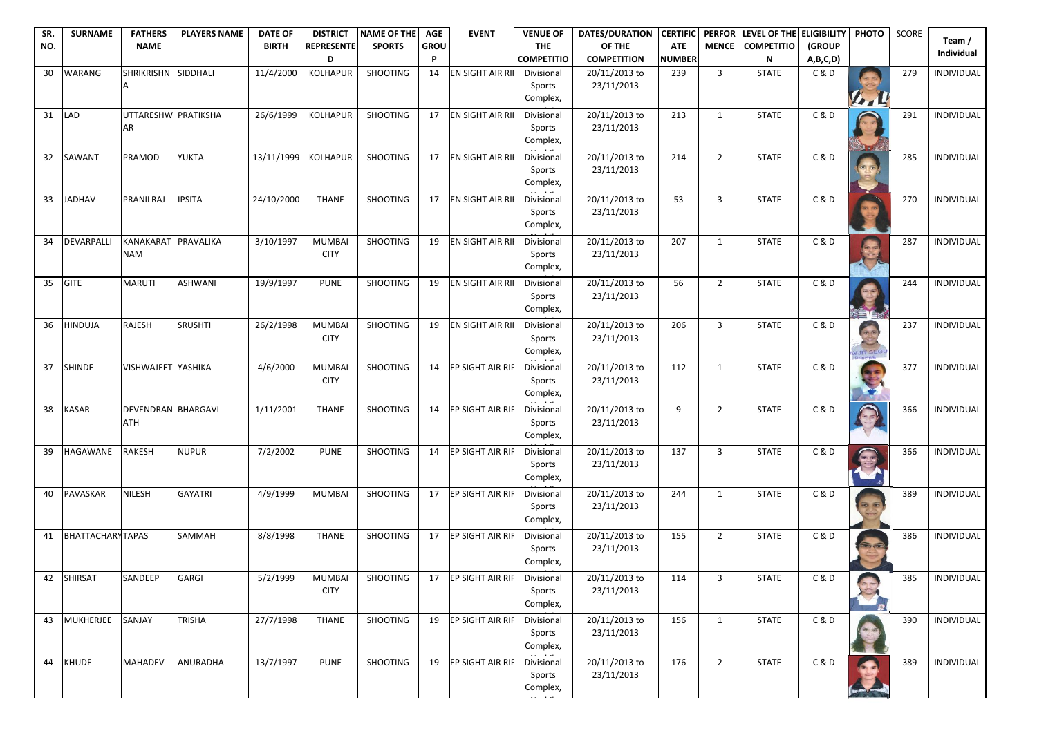| SR. NO. | SURNAME | FATHERS NAME | PLAYERS NAME | DATE OF BIRTH | DISTRICT REPRESENTED | NAME OF THE SPORTS | AGE GROUP | EVENT | VENUE OF THE COMPETITION | DATES/DURATION OF THE COMPETITION | CERTIFICATE NUMBER | PERFORMANCE | LEVEL OF THE COMPETITION | ELIGIBILITY (GROUP A,B,C,D) | PHOTO | SCORE | Team / Individual |
|---|---|---|---|---|---|---|---|---|---|---|---|---|---|---|---|---|---|
| 30 | WARANG | SHRIKRISHNA | SIDDHALI | 11/4/2000 | KOLHAPUR | SHOOTING | 14 | EN SIGHT AIR RI | Divisional Sports Complex, | 20/11/2013 to 23/11/2013 | 239 | 3 | STATE | C & D | | 279 | INDIVIDUAL |
| 31 | LAD | UTTARESHWAR | PRATIKSHA | 26/6/1999 | KOLHAPUR | SHOOTING | 17 | EN SIGHT AIR RI | Divisional Sports Complex, | 20/11/2013 to 23/11/2013 | 213 | 1 | STATE | C & D | | 291 | INDIVIDUAL |
| 32 | SAWANT | PRAMOD | YUKTA | 13/11/1999 | KOLHAPUR | SHOOTING | 17 | EN SIGHT AIR RI | Divisional Sports Complex, | 20/11/2013 to 23/11/2013 | 214 | 2 | STATE | C & D | | 285 | INDIVIDUAL |
| 33 | JADHAV | PRANILRAJ | IPSITA | 24/10/2000 | THANE | SHOOTING | 17 | EN SIGHT AIR RI | Divisional Sports Complex, | 20/11/2013 to 23/11/2013 | 53 | 3 | STATE | C & D | | 270 | INDIVIDUAL |
| 34 | DEVARPALLI | KANAKARATNAM | PRAVALIKA | 3/10/1997 | MUMBAI CITY | SHOOTING | 19 | EN SIGHT AIR RI | Divisional Sports Complex, | 20/11/2013 to 23/11/2013 | 207 | 1 | STATE | C & D | | 287 | INDIVIDUAL |
| 35 | GITE | MARUTI | ASHWANI | 19/9/1997 | PUNE | SHOOTING | 19 | EN SIGHT AIR RI | Divisional Sports Complex, | 20/11/2013 to 23/11/2013 | 56 | 2 | STATE | C & D | | 244 | INDIVIDUAL |
| 36 | HINDUJA | RAJESH | SRUSHTI | 26/2/1998 | MUMBAI CITY | SHOOTING | 19 | EN SIGHT AIR RI | Divisional Sports Complex, | 20/11/2013 to 23/11/2013 | 206 | 3 | STATE | C & D | | 237 | INDIVIDUAL |
| 37 | SHINDE | VISHWAJEET | YASHIKA | 4/6/2000 | MUMBAI CITY | SHOOTING | 14 | EP SIGHT AIR RIF | Divisional Sports Complex, | 20/11/2013 to 23/11/2013 | 112 | 1 | STATE | C & D | | 377 | INDIVIDUAL |
| 38 | KASAR | DEVENDRANATH | BHARGAVI | 1/11/2001 | THANE | SHOOTING | 14 | EP SIGHT AIR RIF | Divisional Sports Complex, | 20/11/2013 to 23/11/2013 | 9 | 2 | STATE | C & D | | 366 | INDIVIDUAL |
| 39 | HAGAWANE | RAKESH | NUPUR | 7/2/2002 | PUNE | SHOOTING | 14 | EP SIGHT AIR RIF | Divisional Sports Complex, | 20/11/2013 to 23/11/2013 | 137 | 3 | STATE | C & D | | 366 | INDIVIDUAL |
| 40 | PAVASKAR | NILESH | GAYATRI | 4/9/1999 | MUMBAI | SHOOTING | 17 | EP SIGHT AIR RIF | Divisional Sports Complex, | 20/11/2013 to 23/11/2013 | 244 | 1 | STATE | C & D | | 389 | INDIVIDUAL |
| 41 | BHATTACHARY | TAPAS | SAMMAH | 8/8/1998 | THANE | SHOOTING | 17 | EP SIGHT AIR RIF | Divisional Sports Complex, | 20/11/2013 to 23/11/2013 | 155 | 2 | STATE | C & D | | 386 | INDIVIDUAL |
| 42 | SHIRSAT | SANDEEP | GARGI | 5/2/1999 | MUMBAI CITY | SHOOTING | 17 | EP SIGHT AIR RIF | Divisional Sports Complex, | 20/11/2013 to 23/11/2013 | 114 | 3 | STATE | C & D | | 385 | INDIVIDUAL |
| 43 | MUKHERJEE | SANJAY | TRISHA | 27/7/1998 | THANE | SHOOTING | 19 | EP SIGHT AIR RIF | Divisional Sports Complex, | 20/11/2013 to 23/11/2013 | 156 | 1 | STATE | C & D | | 390 | INDIVIDUAL |
| 44 | KHUDE | MAHADEV | ANURADHA | 13/7/1997 | PUNE | SHOOTING | 19 | EP SIGHT AIR RIF | Divisional Sports Complex, | 20/11/2013 to 23/11/2013 | 176 | 2 | STATE | C & D | | 389 | INDIVIDUAL |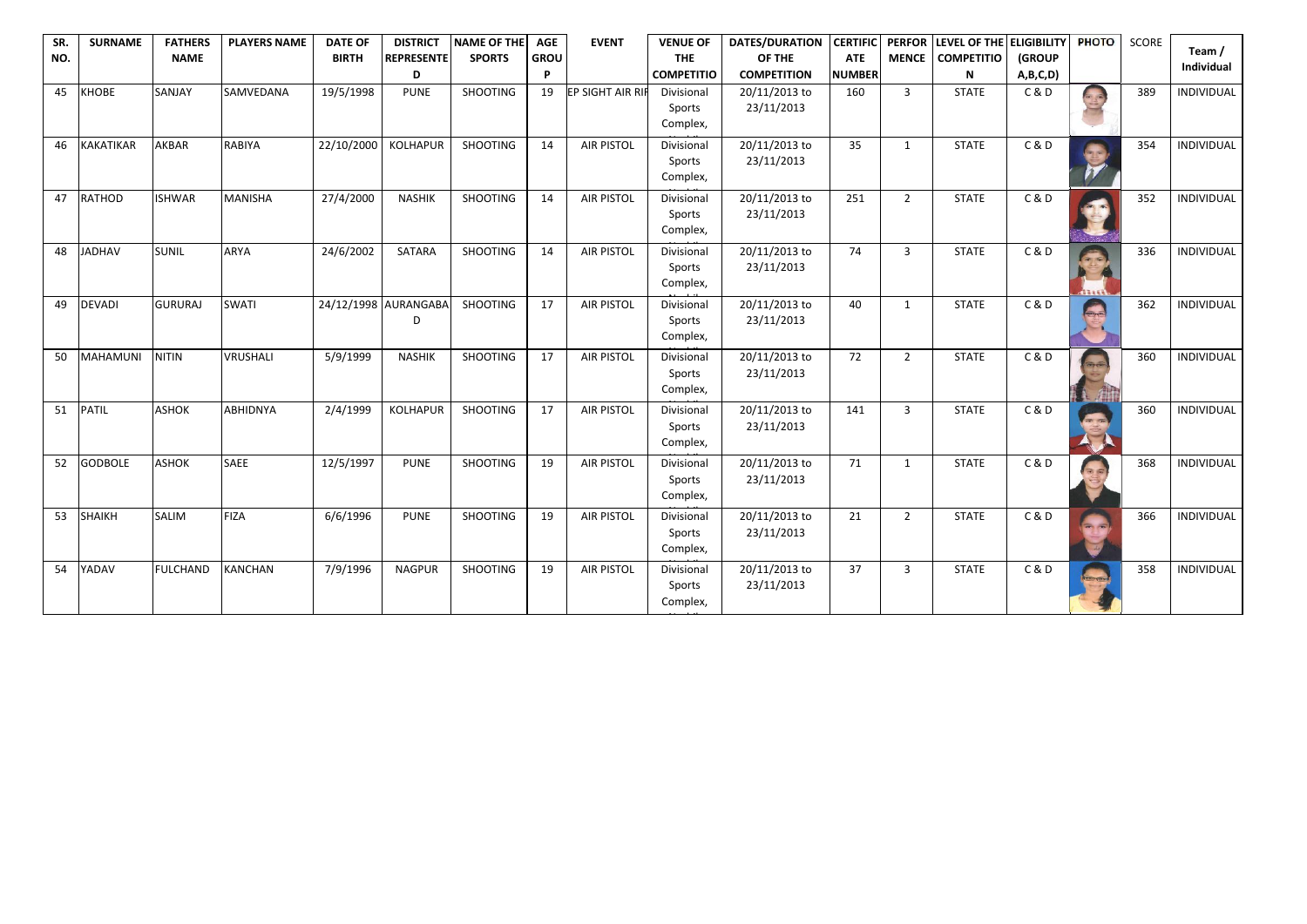| SR. NO. | SURNAME | FATHERS NAME | PLAYERS NAME | DATE OF BIRTH | DISTRICT REPRESENTED | NAME OF THE SPORTS | AGE GROUP | EVENT | VENUE OF THE COMPETITION | DATES/DURATION OF THE COMPETITION | CERTIFICATE NUMBER | PERFORMENCE | LEVEL OF THE COMPETITION | ELIGIBILITY (GROUP A,B,C,D) | PHOTO | SCORE | Team / Individual |
|---|---|---|---|---|---|---|---|---|---|---|---|---|---|---|---|---|---|
| 45 | KHOBE | SANJAY | SAMVEDANA | 19/5/1998 | PUNE | SHOOTING | 19 | EP SIGHT AIR RIF | Divisional Sports Complex, | 20/11/2013 to 23/11/2013 | 160 | 3 | STATE | C & D | | 389 | INDIVIDUAL |
| 46 | KAKATIKAR | AKBAR | RABIYA | 22/10/2000 | KOLHAPUR | SHOOTING | 14 | AIR PISTOL | Divisional Sports Complex, | 20/11/2013 to 23/11/2013 | 35 | 1 | STATE | C & D | | 354 | INDIVIDUAL |
| 47 | RATHOD | ISHWAR | MANISHA | 27/4/2000 | NASHIK | SHOOTING | 14 | AIR PISTOL | Divisional Sports Complex, | 20/11/2013 to 23/11/2013 | 251 | 2 | STATE | C & D | | 352 | INDIVIDUAL |
| 48 | JADHAV | SUNIL | ARYA | 24/6/2002 | SATARA | SHOOTING | 14 | AIR PISTOL | Divisional Sports Complex, | 20/11/2013 to 23/11/2013 | 74 | 3 | STATE | C & D | | 336 | INDIVIDUAL |
| 49 | DEVADI | GURURAJ | SWATI | 24/12/1998 | AURANGABAD | SHOOTING | 17 | AIR PISTOL | Divisional Sports Complex, | 20/11/2013 to 23/11/2013 | 40 | 1 | STATE | C & D | | 362 | INDIVIDUAL |
| 50 | MAHAMUNI | NITIN | VRUSHALI | 5/9/1999 | NASHIK | SHOOTING | 17 | AIR PISTOL | Divisional Sports Complex, | 20/11/2013 to 23/11/2013 | 72 | 2 | STATE | C & D | | 360 | INDIVIDUAL |
| 51 | PATIL | ASHOK | ABHIDNYA | 2/4/1999 | KOLHAPUR | SHOOTING | 17 | AIR PISTOL | Divisional Sports Complex, | 20/11/2013 to 23/11/2013 | 141 | 3 | STATE | C & D | | 360 | INDIVIDUAL |
| 52 | GODBOLE | ASHOK | SAEE | 12/5/1997 | PUNE | SHOOTING | 19 | AIR PISTOL | Divisional Sports Complex, | 20/11/2013 to 23/11/2013 | 71 | 1 | STATE | C & D | | 368 | INDIVIDUAL |
| 53 | SHAIKH | SALIM | FIZA | 6/6/1996 | PUNE | SHOOTING | 19 | AIR PISTOL | Divisional Sports Complex, | 20/11/2013 to 23/11/2013 | 21 | 2 | STATE | C & D | | 366 | INDIVIDUAL |
| 54 | YADAV | FULCHAND | KANCHAN | 7/9/1996 | NAGPUR | SHOOTING | 19 | AIR PISTOL | Divisional Sports Complex, | 20/11/2013 to 23/11/2013 | 37 | 3 | STATE | C & D | | 358 | INDIVIDUAL |